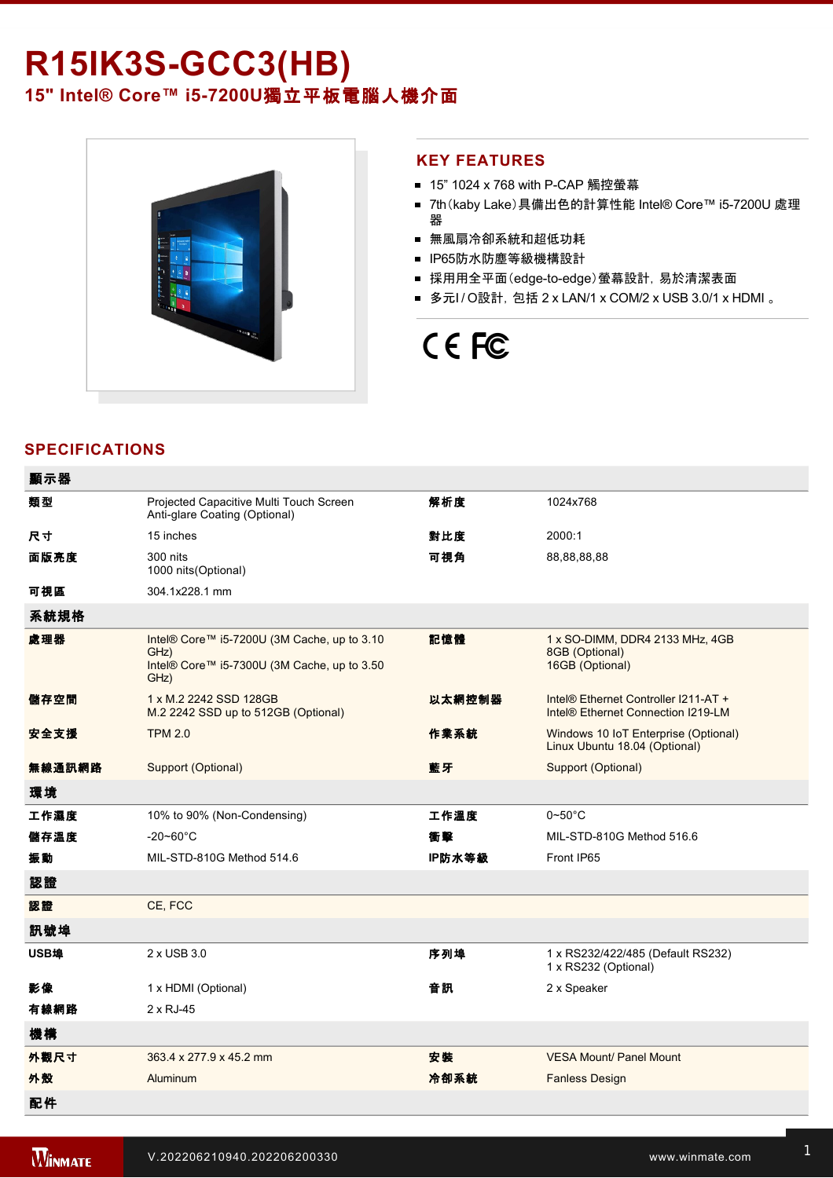# R15IK3S-GCC3(HB)

## 15" Intel® Core™ i5-7200U獨立平板電腦人機介面

## KEY FEATURES

- 15" 1024 x 768 with P-CAP 觸控螢幕
- 7th (kaby Lake) 具備出色的計算性能 Intel® Core™ i5-7200U 處理器
- 無風扇冷卻系統和超低功耗
- IP65防水防塵等級機構設計
- 採用用全平面(edge-to-edge)螢幕設計，易於清潔表面
- 多元I / O設計，包括 2 x LAN/1 x COM/2 x USB 3.0/1 x HDMI 。

CE FC

## SPECIFICATIONS

| 顯示器 | | | |
|---|---|---|---|
| 類型 | Projected Capacitive Multi Touch Screen<br>Anti-glare Coating (Optional) | 解析度 | 1024x768 |
| 尺寸 | 15 inches | 對比度 | 2000:1 |
| 面版亮度 | 300 nits<br>1000 nits(Optional) | 可視角 | 88,88,88,88 |
| 可視區 | 304.1x228.1 mm | | |
| **系統規格** | | | |
| 處理器 | Intel® Core™ i5-7200U (3M Cache, up to 3.10 GHz)<br>Intel® Core™ i5-7300U (3M Cache, up to 3.50 GHz) | 記憶體 | 1 x SO-DIMM, DDR4 2133 MHz, 4GB<br>8GB (Optional)<br>16GB (Optional) |
| 儲存空間 | 1 x M.2 2242 SSD 128GB<br>M.2 2242 SSD up to 512GB (Optional) | 以太網控制器 | Intel® Ethernet Controller I211-AT +<br>Intel® Ethernet Connection I219-LM |
| 安全支援 | TPM 2.0 | 作業系統 | Windows 10 IoT Enterprise (Optional)<br>Linux Ubuntu 18.04 (Optional) |
| 無線通訊網路 | Support (Optional) | 藍牙 | Support (Optional) |
| **環境** | | | |
| 工作濕度 | 10% to 90% (Non-Condensing) | 工作溫度 | 0~50°C |
| 儲存溫度 | -20~60°C | 衝擊 | MIL-STD-810G Method 516.6 |
| 振動 | MIL-STD-810G Method 514.6 | IP防水等級 | Front IP65 |
| **認證** | | | |
| 認證 | CE, FCC | | |
| **訊號埠** | | | |
| USB埠 | 2 x USB 3.0 | 序列埠 | 1 x RS232/422/485 (Default RS232)<br>1 x RS232 (Optional) |
| 影像 | 1 x HDMI (Optional) | 音訊 | 2 x Speaker |
| 有線網路 | 2 x RJ-45 | | |
| **機構** | | | |
| 外觀尺寸 | 363.4 x 277.9 x 45.2 mm | 安裝 | VESA Mount/ Panel Mount |
| 外殼 | Aluminum | 冷卻系統 | Fanless Design |
| **配件** | | | |

V.202206210940.202206200330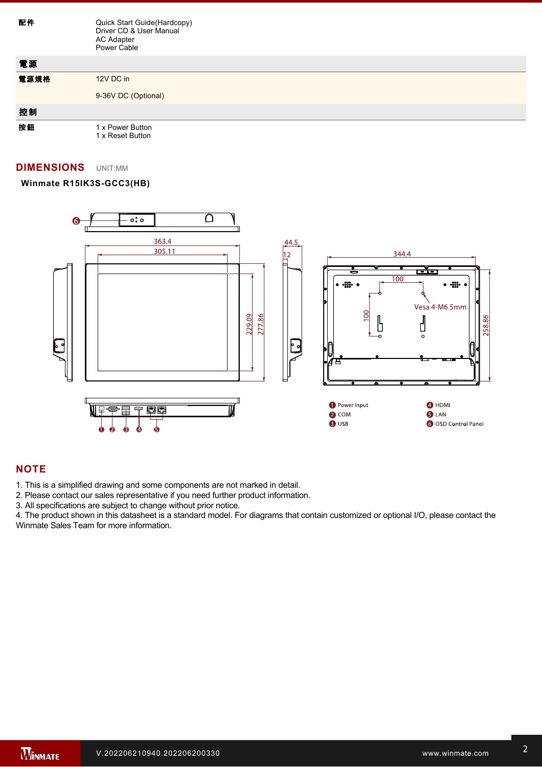| | |
|---|---|
| **配件** | Quick Start Guide(Hardcopy)<br>Driver CD & User Manual<br>AC Adapter<br>Power Cable |
| **電源** | |
| **電源規格** | 12V DC in<br><br>9-36V DC (Optional) |
| **控制** | |
| **按鈕** | 1 x Power Button<br>1 x Reset Button |

## DIMENSIONS UNIT:MM

**Winmate R15IK3S-GCC3(HB)**

363.4
305.11
229.09
277.86
44.5
12
344.4
100
100
Vesa 4-M6 5mm
258.86

❶ Power Input
❷ COM
❸ USB
❹ HDMI
❺ LAN
❻ OSD Control Panel

## NOTE

1. This is a simplified drawing and some components are not marked in detail.
2. Please contact our sales representative if you need further product information.
3. All specifications are subject to change without prior notice.
4. The product shown in this datasheet is a standard model. For diagrams that contain customized or optional I/O, please contact the Winmate Sales Team for more information.